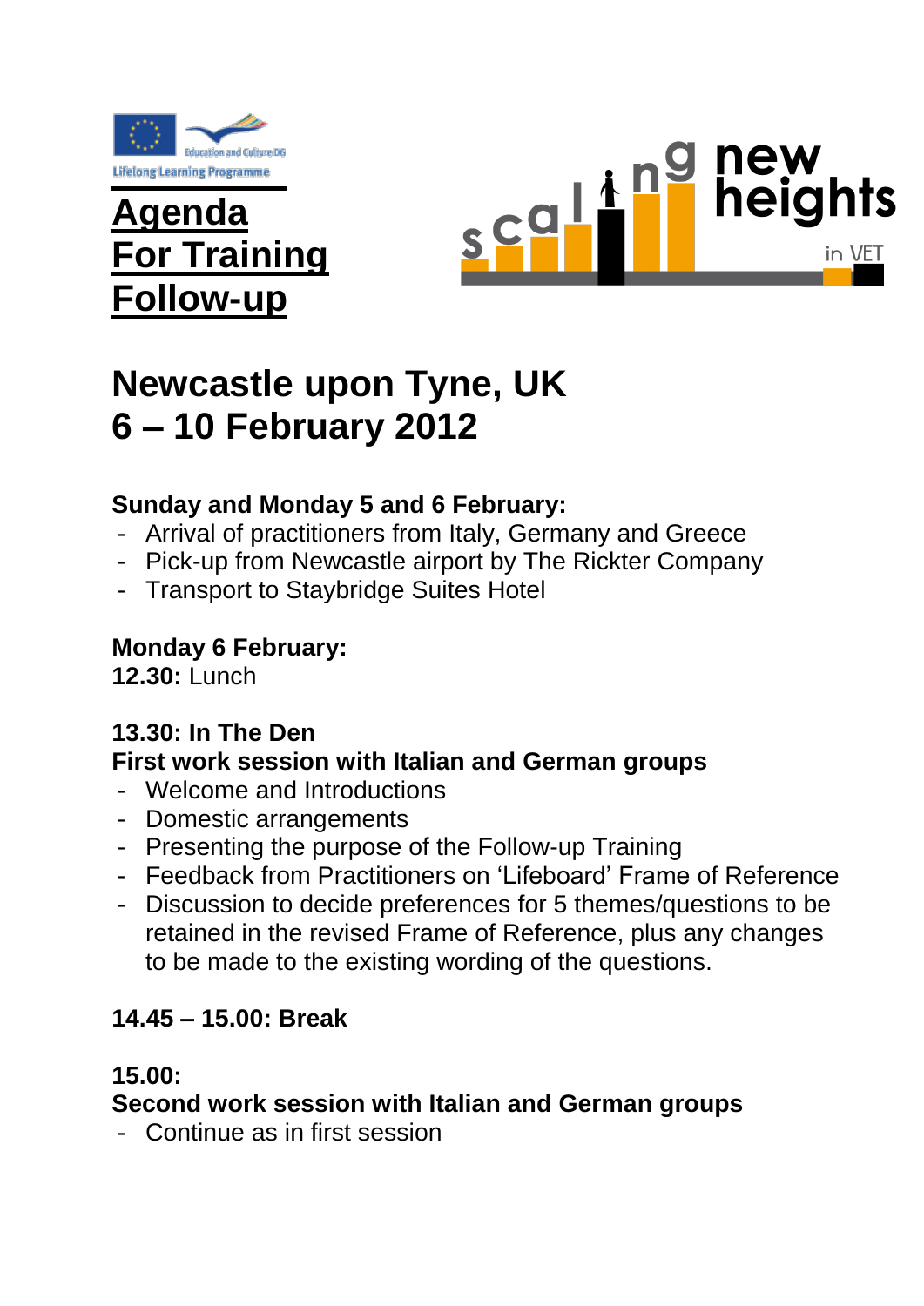Education and Culture DG

Lifelong Learning Programme

# Agenda For Training Follow-up

scaling new heights in VET

## Newcastle upon Tyne, UK 6 – 10 February 2012

**Sunday and Monday 5 and 6 February:**

- Arrival of practitioners from Italy, Germany and Greece
- Pick-up from Newcastle airport by The Rickter Company
- Transport to Staybridge Suites Hotel

**Monday 6 February:**
**12.30:** Lunch

**13.30: In The Den**
**First work session with Italian and German groups**

- Welcome and Introductions
- Domestic arrangements
- Presenting the purpose of the Follow-up Training
- Feedback from Practitioners on 'Lifeboard' Frame of Reference
- Discussion to decide preferences for 5 themes/questions to be retained in the revised Frame of Reference, plus any changes to be made to the existing wording of the questions.

**14.45 – 15.00: Break**

**15.00:**
**Second work session with Italian and German groups**

- Continue as in first session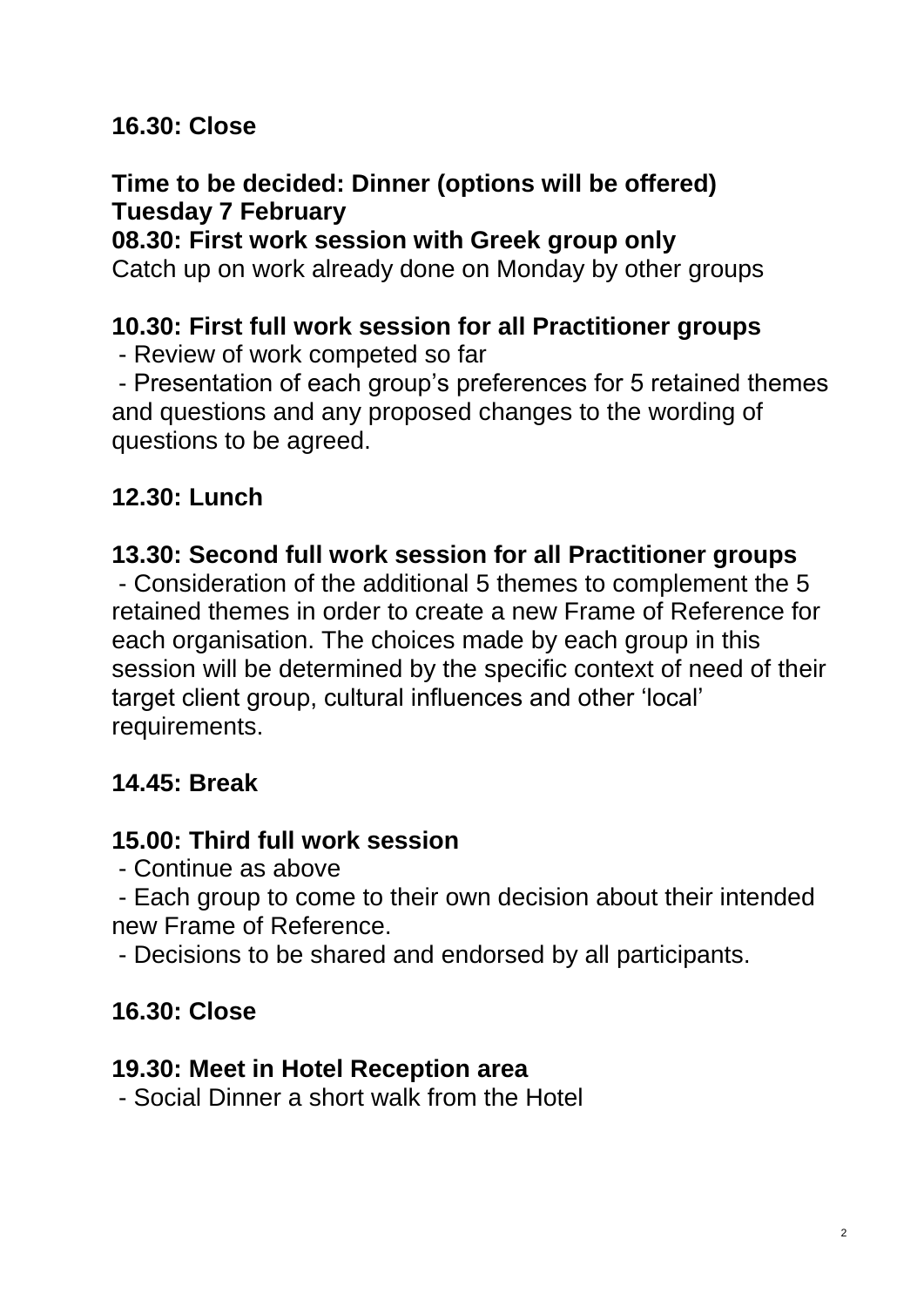**16.30: Close**

**Time to be decided: Dinner (options will be offered)**
**Tuesday 7 February**
**08.30: First work session with Greek group only**
Catch up on work already done on Monday by other groups

**10.30: First full work session for all Practitioner groups**
 - Review of work competed so far
 - Presentation of each group's preferences for 5 retained themes and questions and any proposed changes to the wording of questions to be agreed.

**12.30: Lunch**

**13.30: Second full work session for all Practitioner groups**
 - Consideration of the additional 5 themes to complement the 5 retained themes in order to create a new Frame of Reference for each organisation. The choices made by each group in this session will be determined by the specific context of need of their target client group, cultural influences and other 'local' requirements.

**14.45: Break**

**15.00: Third full work session**
 - Continue as above
 - Each group to come to their own decision about their intended new Frame of Reference.
 - Decisions to be shared and endorsed by all participants.

**16.30: Close**

**19.30: Meet in Hotel Reception area**
 - Social Dinner a short walk from the Hotel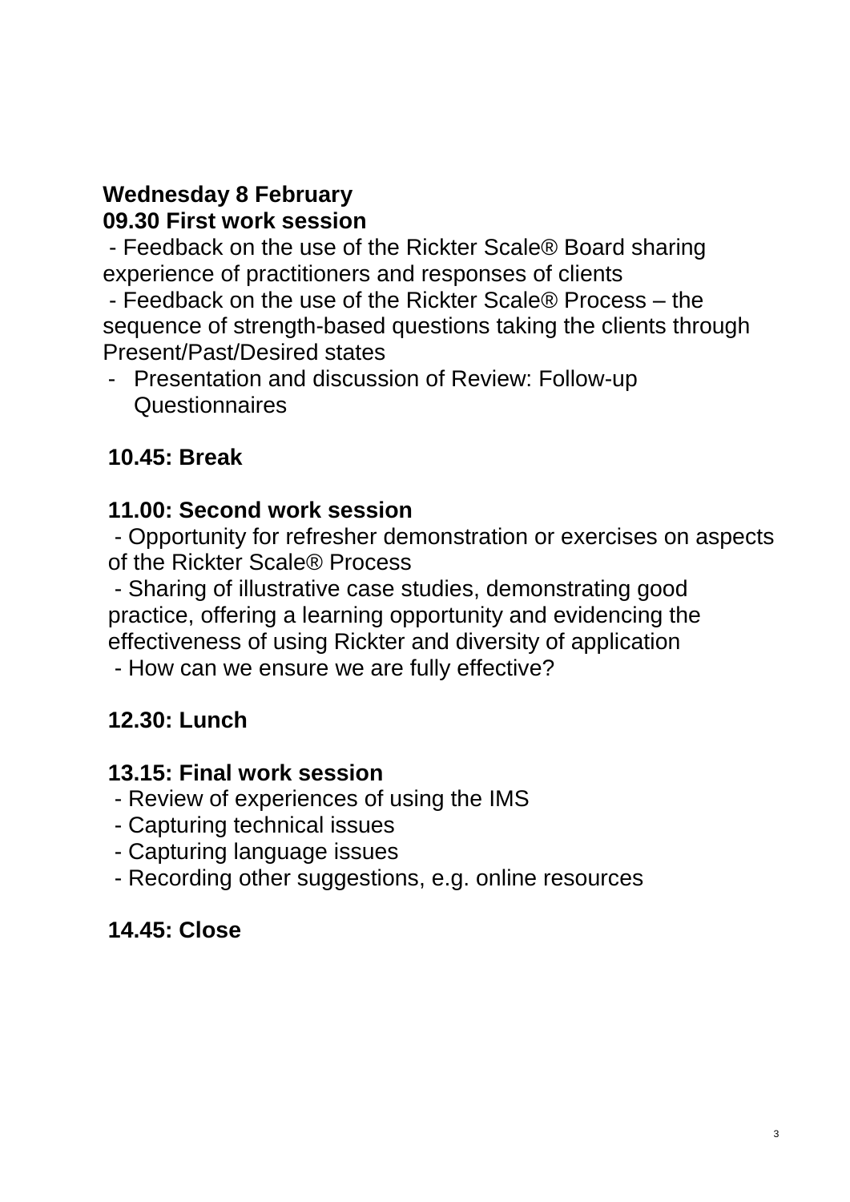**Wednesday 8 February**
**09.30 First work session**

- Feedback on the use of the Rickter Scale® Board sharing experience of practitioners and responses of clients
- Feedback on the use of the Rickter Scale® Process – the sequence of strength-based questions taking the clients through Present/Past/Desired states
- Presentation and discussion of Review: Follow-up Questionnaires

**10.45: Break**

**11.00: Second work session**

- Opportunity for refresher demonstration or exercises on aspects of the Rickter Scale® Process
- Sharing of illustrative case studies, demonstrating good practice, offering a learning opportunity and evidencing the effectiveness of using Rickter and diversity of application
- How can we ensure we are fully effective?

**12.30: Lunch**

**13.15: Final work session**

- Review of experiences of using the IMS
- Capturing technical issues
- Capturing language issues
- Recording other suggestions, e.g. online resources

**14.45: Close**